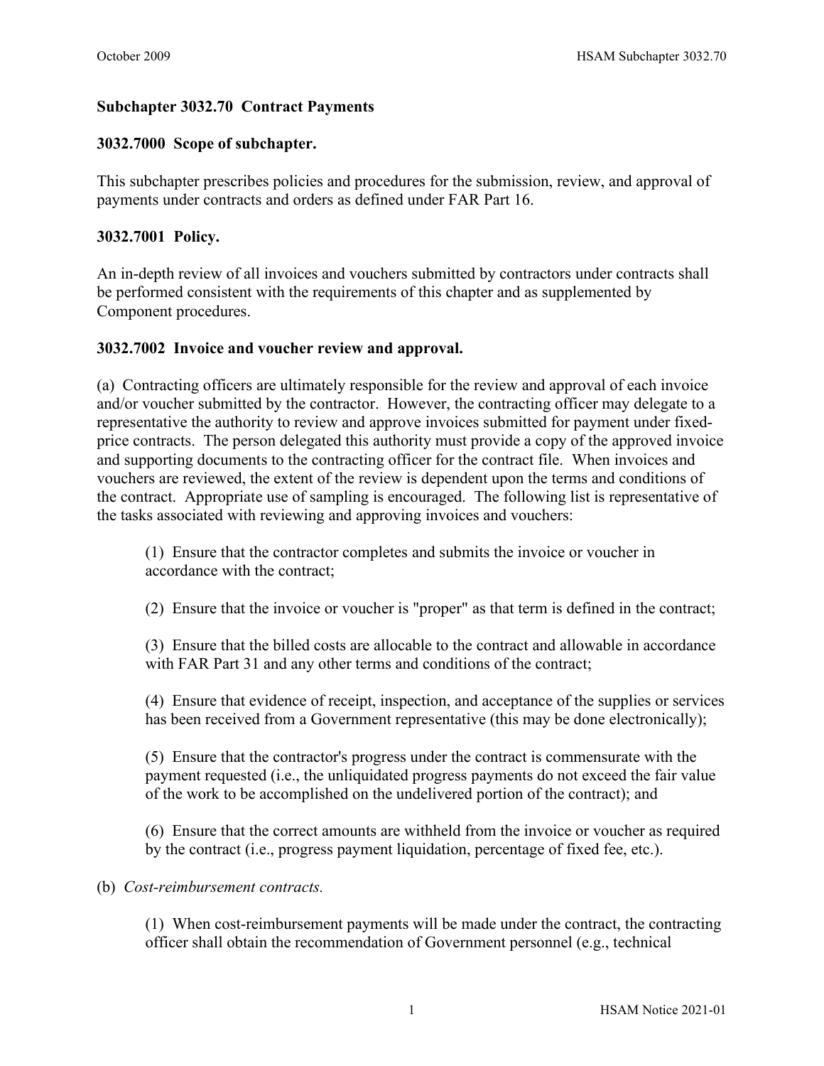## Subchapter 3032.70 Contract Payments

### 3032.7000 Scope of subchapter.

This subchapter prescribes policies and procedures for the submission, review, and approval of payments under contracts and orders as defined under FAR Part 16.

### 3032.7001 Policy.

An in-depth review of all invoices and vouchers submitted by contractors under contracts shall be performed consistent with the requirements of this chapter and as supplemented by Component procedures.

### 3032.7002 Invoice and voucher review and approval.

(a) Contracting officers are ultimately responsible for the review and approval of each invoice and/or voucher submitted by the contractor. However, the contracting officer may delegate to a representative the authority to review and approve invoices submitted for payment under fixed-price contracts. The person delegated this authority must provide a copy of the approved invoice and supporting documents to the contracting officer for the contract file. When invoices and vouchers are reviewed, the extent of the review is dependent upon the terms and conditions of the contract. Appropriate use of sampling is encouraged. The following list is representative of the tasks associated with reviewing and approving invoices and vouchers:

(1) Ensure that the contractor completes and submits the invoice or voucher in accordance with the contract;

(2) Ensure that the invoice or voucher is "proper" as that term is defined in the contract;

(3) Ensure that the billed costs are allocable to the contract and allowable in accordance with FAR Part 31 and any other terms and conditions of the contract;

(4) Ensure that evidence of receipt, inspection, and acceptance of the supplies or services has been received from a Government representative (this may be done electronically);

(5) Ensure that the contractor's progress under the contract is commensurate with the payment requested (i.e., the unliquidated progress payments do not exceed the fair value of the work to be accomplished on the undelivered portion of the contract); and

(6) Ensure that the correct amounts are withheld from the invoice or voucher as required by the contract (i.e., progress payment liquidation, percentage of fixed fee, etc.).

(b) *Cost-reimbursement contracts.*

(1) When cost-reimbursement payments will be made under the contract, the contracting officer shall obtain the recommendation of Government personnel (e.g., technical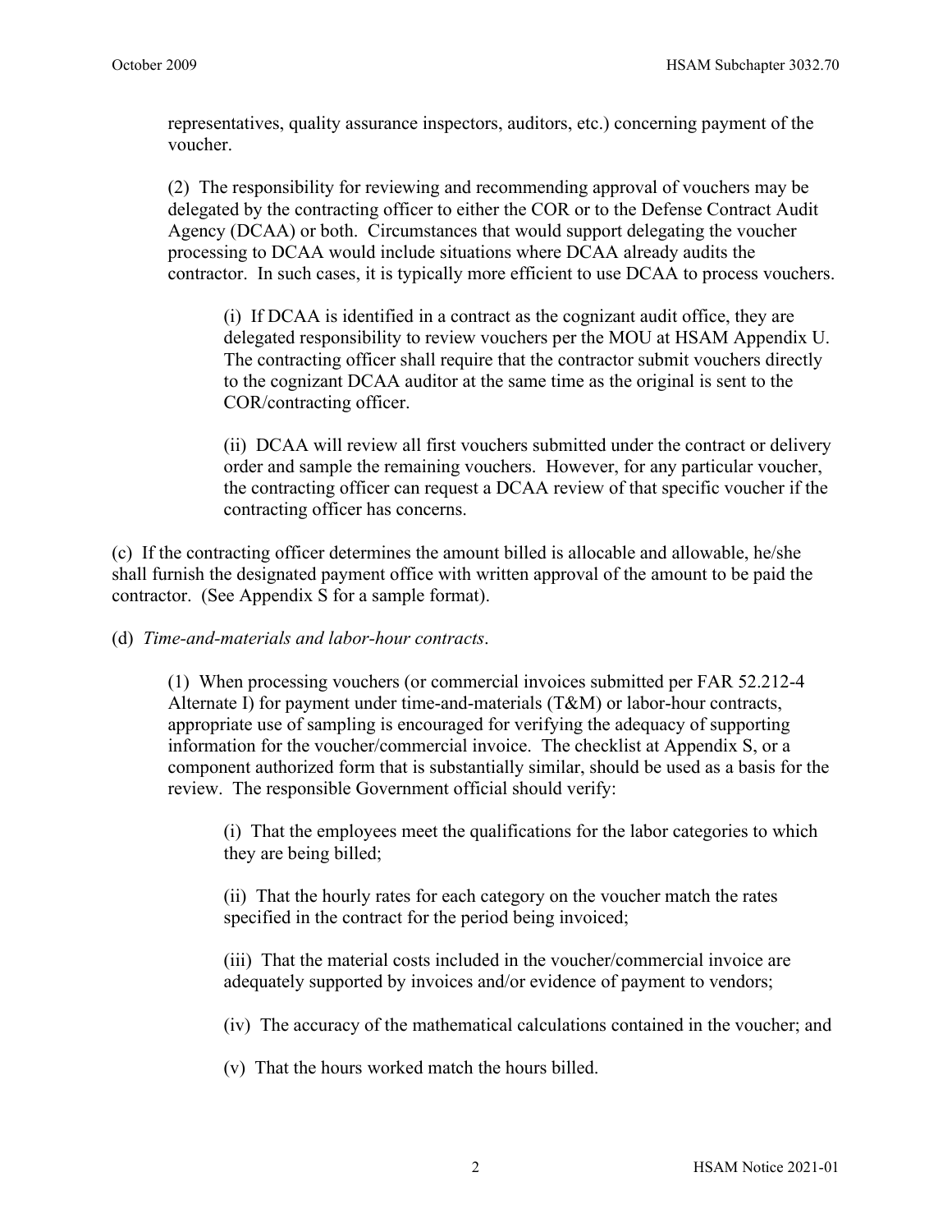representatives, quality assurance inspectors, auditors, etc.) concerning payment of the voucher.

(2) The responsibility for reviewing and recommending approval of vouchers may be delegated by the contracting officer to either the COR or to the Defense Contract Audit Agency (DCAA) or both. Circumstances that would support delegating the voucher processing to DCAA would include situations where DCAA already audits the contractor. In such cases, it is typically more efficient to use DCAA to process vouchers.

(i) If DCAA is identified in a contract as the cognizant audit office, they are delegated responsibility to review vouchers per the MOU at HSAM Appendix U. The contracting officer shall require that the contractor submit vouchers directly to the cognizant DCAA auditor at the same time as the original is sent to the COR/contracting officer.

(ii) DCAA will review all first vouchers submitted under the contract or delivery order and sample the remaining vouchers. However, for any particular voucher, the contracting officer can request a DCAA review of that specific voucher if the contracting officer has concerns.

(c) If the contracting officer determines the amount billed is allocable and allowable, he/she shall furnish the designated payment office with written approval of the amount to be paid the contractor. (See Appendix S for a sample format).

(d) *Time-and-materials and labor-hour contracts*.

(1) When processing vouchers (or commercial invoices submitted per FAR 52.212-4 Alternate I) for payment under time-and-materials (T&M) or labor-hour contracts, appropriate use of sampling is encouraged for verifying the adequacy of supporting information for the voucher/commercial invoice. The checklist at Appendix S, or a component authorized form that is substantially similar, should be used as a basis for the review. The responsible Government official should verify:

(i) That the employees meet the qualifications for the labor categories to which they are being billed;

(ii) That the hourly rates for each category on the voucher match the rates specified in the contract for the period being invoiced;

(iii) That the material costs included in the voucher/commercial invoice are adequately supported by invoices and/or evidence of payment to vendors;

(iv) The accuracy of the mathematical calculations contained in the voucher; and

(v) That the hours worked match the hours billed.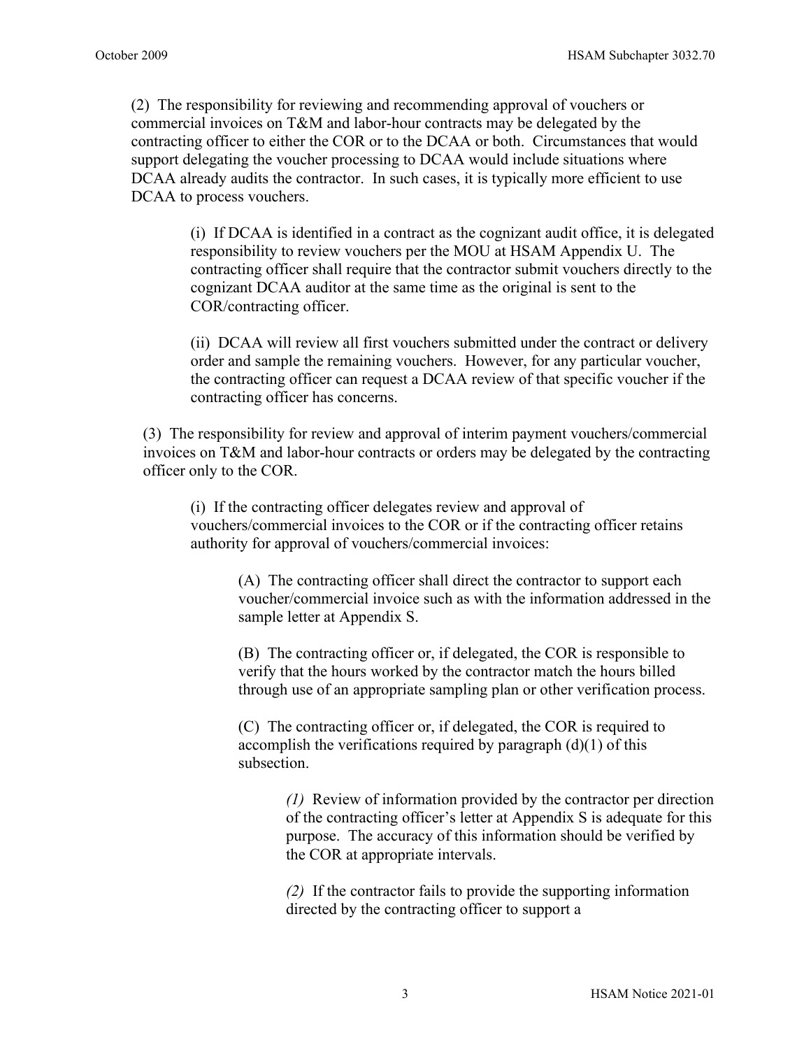(2) The responsibility for reviewing and recommending approval of vouchers or commercial invoices on T&M and labor-hour contracts may be delegated by the contracting officer to either the COR or to the DCAA or both. Circumstances that would support delegating the voucher processing to DCAA would include situations where DCAA already audits the contractor. In such cases, it is typically more efficient to use DCAA to process vouchers.

> (i) If DCAA is identified in a contract as the cognizant audit office, it is delegated responsibility to review vouchers per the MOU at HSAM Appendix U. The contracting officer shall require that the contractor submit vouchers directly to the cognizant DCAA auditor at the same time as the original is sent to the COR/contracting officer.
>
> (ii) DCAA will review all first vouchers submitted under the contract or delivery order and sample the remaining vouchers. However, for any particular voucher, the contracting officer can request a DCAA review of that specific voucher if the contracting officer has concerns.

(3) The responsibility for review and approval of interim payment vouchers/commercial invoices on T&M and labor-hour contracts or orders may be delegated by the contracting officer only to the COR.

> (i) If the contracting officer delegates review and approval of vouchers/commercial invoices to the COR or if the contracting officer retains authority for approval of vouchers/commercial invoices:
>
> > (A) The contracting officer shall direct the contractor to support each voucher/commercial invoice such as with the information addressed in the sample letter at Appendix S.
> >
> > (B) The contracting officer or, if delegated, the COR is responsible to verify that the hours worked by the contractor match the hours billed through use of an appropriate sampling plan or other verification process.
> >
> > (C) The contracting officer or, if delegated, the COR is required to accomplish the verifications required by paragraph (d)(1) of this subsection.
> >
> > > *(1)* Review of information provided by the contractor per direction of the contracting officer's letter at Appendix S is adequate for this purpose. The accuracy of this information should be verified by the COR at appropriate intervals.
> > >
> > > *(2)* If the contractor fails to provide the supporting information directed by the contracting officer to support a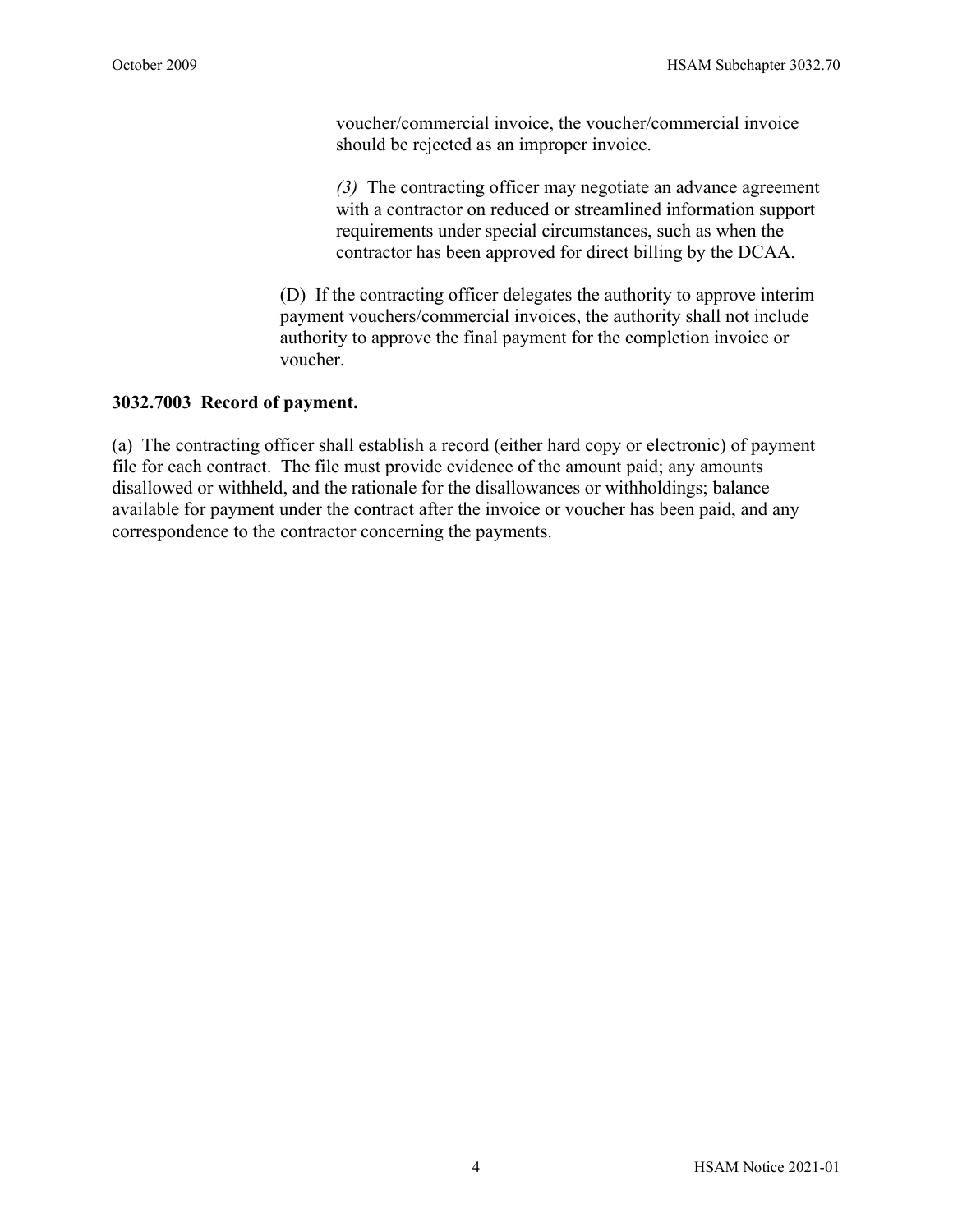voucher/commercial invoice, the voucher/commercial invoice should be rejected as an improper invoice.

*(3)* The contracting officer may negotiate an advance agreement with a contractor on reduced or streamlined information support requirements under special circumstances, such as when the contractor has been approved for direct billing by the DCAA.

(D) If the contracting officer delegates the authority to approve interim payment vouchers/commercial invoices, the authority shall not include authority to approve the final payment for the completion invoice or voucher.

**3032.7003 Record of payment.**

(a) The contracting officer shall establish a record (either hard copy or electronic) of payment file for each contract. The file must provide evidence of the amount paid; any amounts disallowed or withheld, and the rationale for the disallowances or withholdings; balance available for payment under the contract after the invoice or voucher has been paid, and any correspondence to the contractor concerning the payments.